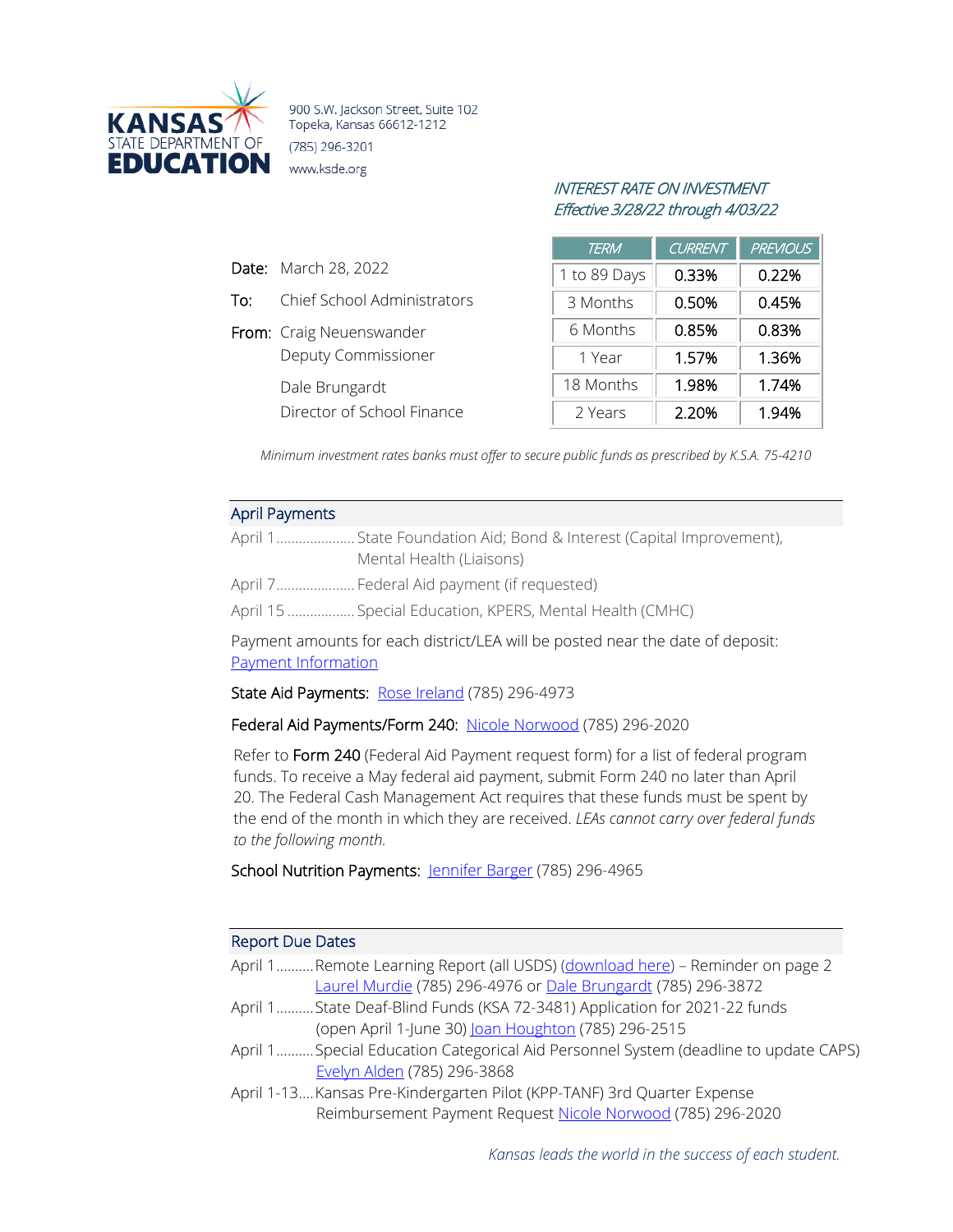KANSAS STATE DEPARTMENT OF EDUCATION

900 S.W. Jackson Street, Suite 102
Topeka, Kansas 66612-1212
(785) 296-3201
www.ksde.org

*INTEREST RATE ON INVESTMENT*
*Effective 3/28/22 through 4/03/22*

| TERM | CURRENT | PREVIOUS |
|---|---|---|
| 1 to 89 Days | 0.33% | 0.22% |
| 3 Months | 0.50% | 0.45% |
| 6 Months | 0.85% | 0.83% |
| 1 Year | 1.57% | 1.36% |
| 18 Months | 1.98% | 1.74% |
| 2 Years | 2.20% | 1.94% |

*Minimum investment rates banks must offer to secure public funds as prescribed by K.S.A. 75-4210*

**Date:** March 28, 2022

**To:** Chief School Administrators

**From:** Craig Neuenswander
Deputy Commissioner

Dale Brungardt
Director of School Finance

## April Payments

April 1..................... State Foundation Aid; Bond & Interest (Capital Improvement), Mental Health (Liaisons)

April 7..................... Federal Aid payment (if requested)

April 15 .................. Special Education, KPERS, Mental Health (CMHC)

Payment amounts for each district/LEA will be posted near the date of deposit: [Payment Information]

State Aid Payments: [Rose Ireland] (785) 296-4973

Federal Aid Payments/Form 240: [Nicole Norwood] (785) 296-2020

Refer to Form 240 (Federal Aid Payment request form) for a list of federal program funds. To receive a May federal aid payment, submit Form 240 no later than April 20. The Federal Cash Management Act requires that these funds must be spent by the end of the month in which they are received. *LEAs cannot carry over federal funds to the following month.*

School Nutrition Payments: [Jennifer Barger] (785) 296-4965

## Report Due Dates

April 1.......... Remote Learning Report (all USDS) ([download here]) – Reminder on page 2
[Laurel Murdie] (785) 296-4976 or [Dale Brungardt] (785) 296-3872

April 1.......... State Deaf-Blind Funds (KSA 72-3481) Application for 2021-22 funds (open April 1-June 30) [Joan Houghton] (785) 296-2515

April 1.......... Special Education Categorical Aid Personnel System (deadline to update CAPS) [Evelyn Alden] (785) 296-3868

April 1-13.... Kansas Pre-Kindergarten Pilot (KPP-TANF) 3rd Quarter Expense Reimbursement Payment Request [Nicole Norwood] (785) 296-2020

*Kansas leads the world in the success of each student.*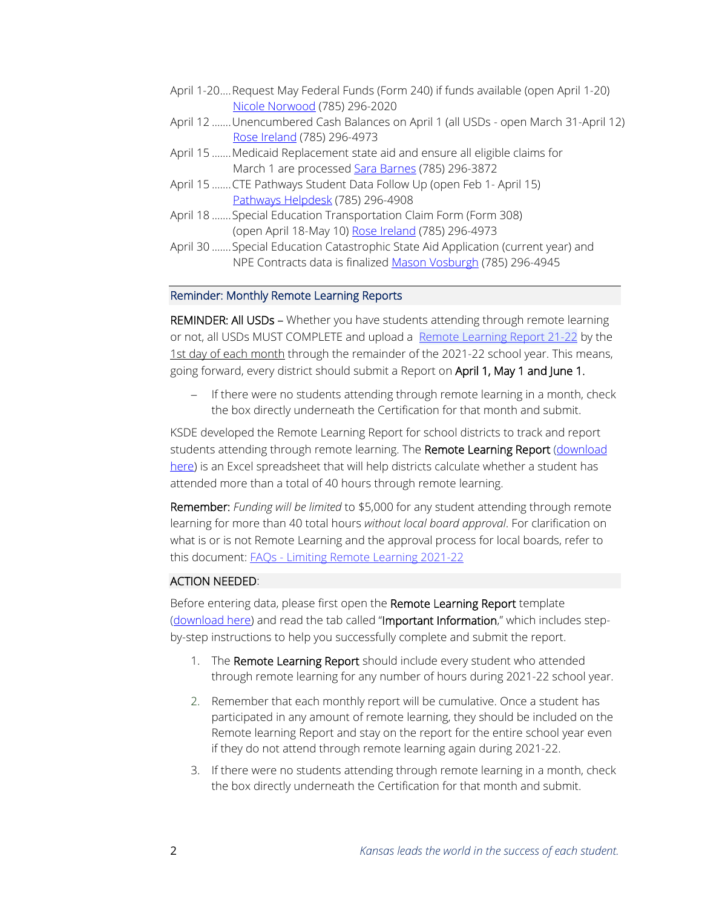April 1-20.... Request May Federal Funds (Form 240) if funds available (open April 1-20) Nicole Norwood (785) 296-2020

April 12 ....... Unencumbered Cash Balances on April 1 (all USDs - open March 31-April 12) Rose Ireland (785) 296-4973

April 15 ....... Medicaid Replacement state aid and ensure all eligible claims for March 1 are processed Sara Barnes (785) 296-3872

April 15 ....... CTE Pathways Student Data Follow Up (open Feb 1- April 15) Pathways Helpdesk (785) 296-4908

April 18 ....... Special Education Transportation Claim Form (Form 308) (open April 18-May 10) Rose Ireland (785) 296-4973

April 30 ....... Special Education Catastrophic State Aid Application (current year) and NPE Contracts data is finalized Mason Vosburgh (785) 296-4945

## Reminder: Monthly Remote Learning Reports

**REMINDER: All USDs** – Whether you have students attending through remote learning or not, all USDs MUST COMPLETE and upload a Remote Learning Report 21-22 by the 1st day of each month through the remainder of the 2021-22 school year. This means, going forward, every district should submit a Report on **April 1, May 1 and June 1.**

- If there were no students attending through remote learning in a month, check the box directly underneath the Certification for that month and submit.

KSDE developed the Remote Learning Report for school districts to track and report students attending through remote learning. The **Remote Learning Report** (download here) is an Excel spreadsheet that will help districts calculate whether a student has attended more than a total of 40 hours through remote learning.

**Remember:** *Funding will be limited* to $5,000 for any student attending through remote learning for more than 40 total hours *without local board approval*. For clarification on what is or is not Remote Learning and the approval process for local boards, refer to this document: FAQs - Limiting Remote Learning 2021-22

**ACTION NEEDED**:

Before entering data, please first open the **Remote Learning Report** template (download here) and read the tab called "**Important Information**," which includes step-by-step instructions to help you successfully complete and submit the report.

1. The **Remote Learning Report** should include every student who attended through remote learning for any number of hours during 2021-22 school year.
2. Remember that each monthly report will be cumulative. Once a student has participated in any amount of remote learning, they should be included on the Remote learning Report and stay on the report for the entire school year even if they do not attend through remote learning again during 2021-22.
3. If there were no students attending through remote learning in a month, check the box directly underneath the Certification for that month and submit.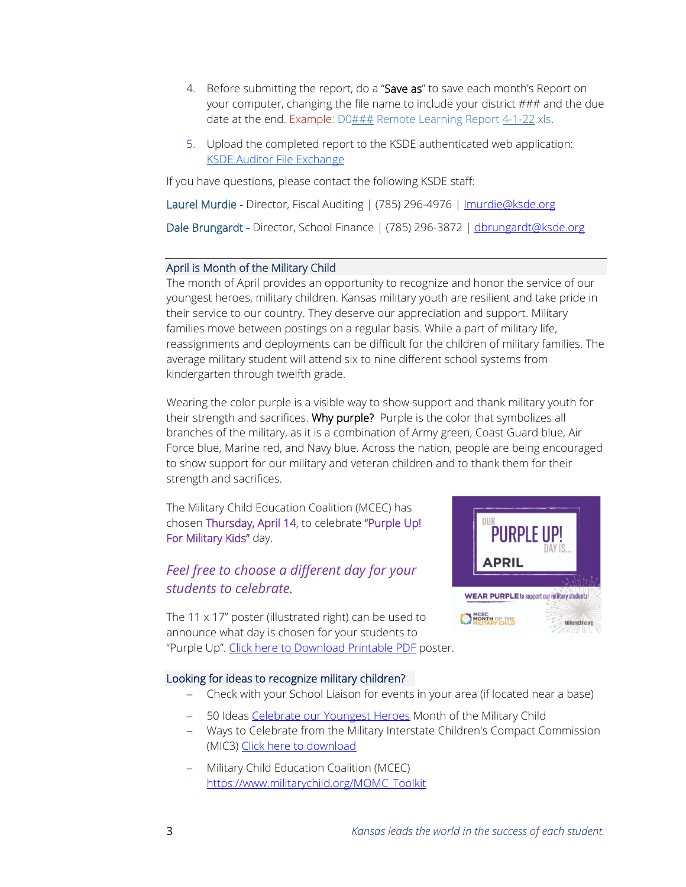4. Before submitting the report, do a "**Save as**" to save each month's Report on your computer, changing the file name to include your district ### and the due date at the end. Example: D0### Remote Learning Report 4-1-22.xls.

5. Upload the completed report to the KSDE authenticated web application: [KSDE Auditor File Exchange]

If you have questions, please contact the following KSDE staff:

Laurel Murdie - Director, Fiscal Auditing | (785) 296-4976 | lmurdie@ksde.org

Dale Brungardt - Director, School Finance | (785) 296-3872 | dbrungardt@ksde.org

## April is Month of the Military Child

The month of April provides an opportunity to recognize and honor the service of our youngest heroes, military children. Kansas military youth are resilient and take pride in their service to our country. They deserve our appreciation and support. Military families move between postings on a regular basis. While a part of military life, reassignments and deployments can be difficult for the children of military families. The average military student will attend six to nine different school systems from kindergarten through twelfth grade.

Wearing the color purple is a visible way to show support and thank military youth for their strength and sacrifices. **Why purple?** Purple is the color that symbolizes all branches of the military, as it is a combination of Army green, Coast Guard blue, Air Force blue, Marine red, and Navy blue. Across the nation, people are being encouraged to show support for our military and veteran children and to thank them for their strength and sacrifices.

The Military Child Education Coalition (MCEC) has chosen Thursday, April 14, to celebrate "Purple Up! For Military Kids" day.

*Feel free to choose a different day for your students to celebrate.*

The 11 x 17" poster (illustrated right) can be used to announce what day is chosen for your students to "Purple Up". Click here to Download Printable PDF poster.

## Looking for ideas to recognize military children?

- Check with your School Liaison for events in your area (if located near a base)
- 50 Ideas Celebrate our Youngest Heroes Month of the Military Child
- Ways to Celebrate from the Military Interstate Children's Compact Commission (MIC3) Click here to download
- Military Child Education Coalition (MCEC) https://www.militarychild.org/MOMC_Toolkit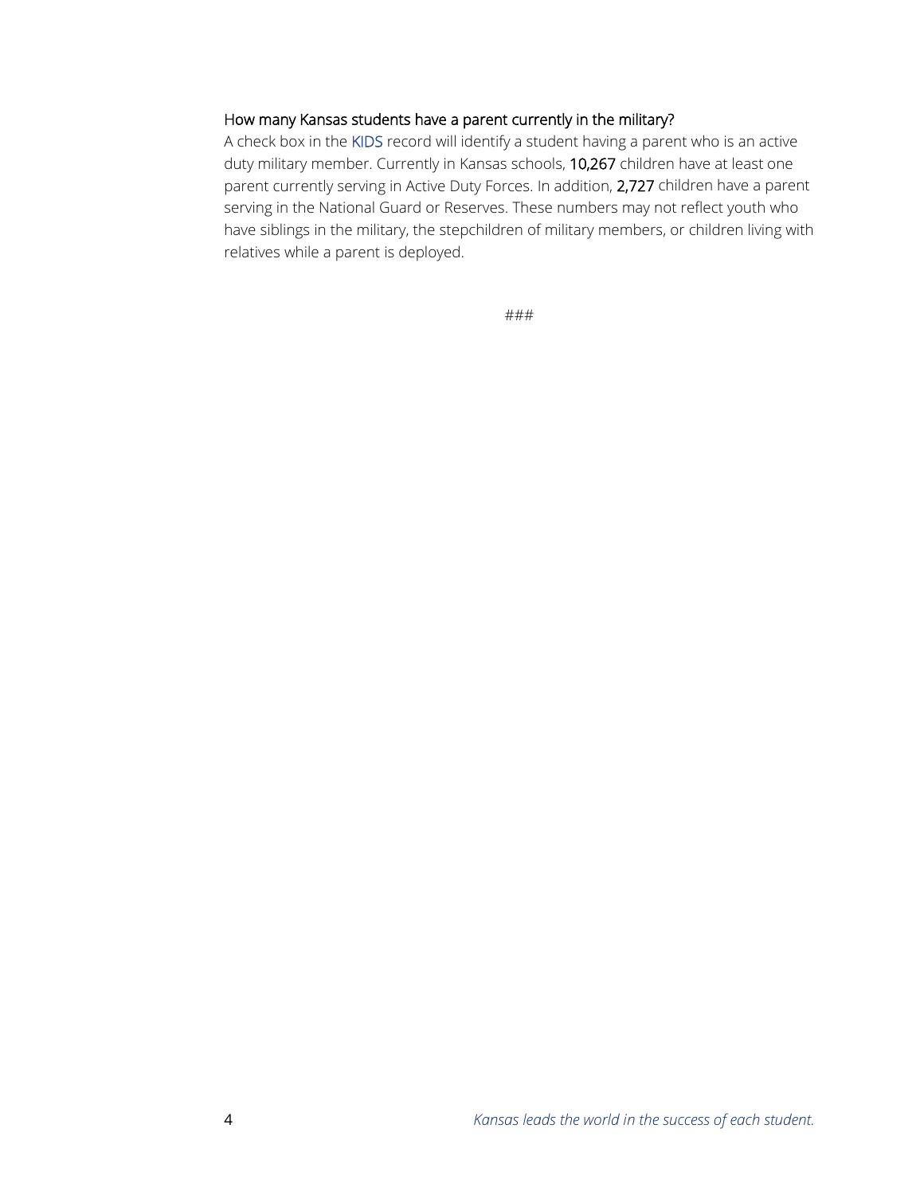### How many Kansas students have a parent currently in the military?

A check box in the KIDS record will identify a student having a parent who is an active duty military member. Currently in Kansas schools, **10,267** children have at least one parent currently serving in Active Duty Forces. In addition, **2,727** children have a parent serving in the National Guard or Reserves. These numbers may not reflect youth who have siblings in the military, the stepchildren of military members, or children living with relatives while a parent is deployed.

###